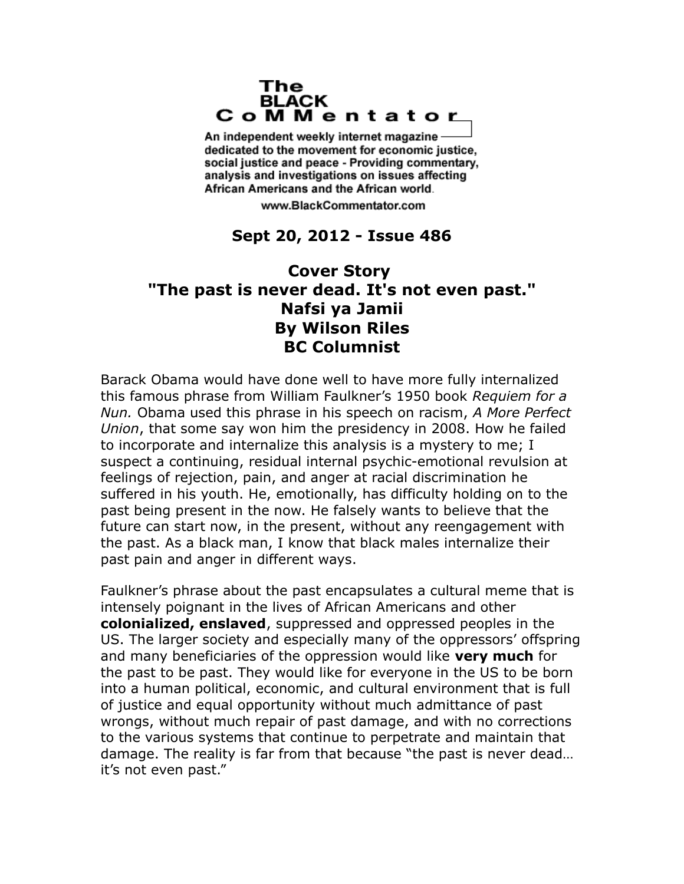# The BLACK CoMMentator

An independent weekly internet magazine dedicated to the movement for economic justice, social justice and peace - Providing commentary, analysis and investigations on issues affecting African Americans and the African world.

www.BlackCommentator.com

**Sept 20, 2012 - Issue 486**

## Cover Story
## "The past is never dead. It's not even past."
## Nafsi ya Jamii
## By Wilson Riles
## BC Columnist

Barack Obama would have done well to have more fully internalized this famous phrase from William Faulkner's 1950 book *Requiem for a Nun.* Obama used this phrase in his speech on racism, *A More Perfect Union*, that some say won him the presidency in 2008. How he failed to incorporate and internalize this analysis is a mystery to me; I suspect a continuing, residual internal psychic-emotional revulsion at feelings of rejection, pain, and anger at racial discrimination he suffered in his youth. He, emotionally, has difficulty holding on to the past being present in the now. He falsely wants to believe that the future can start now, in the present, without any reengagement with the past. As a black man, I know that black males internalize their past pain and anger in different ways.

Faulkner's phrase about the past encapsulates a cultural meme that is intensely poignant in the lives of African Americans and other **colonialized, enslaved**, suppressed and oppressed peoples in the US. The larger society and especially many of the oppressors' offspring and many beneficiaries of the oppression would like **very much** for the past to be past. They would like for everyone in the US to be born into a human political, economic, and cultural environment that is full of justice and equal opportunity without much admittance of past wrongs, without much repair of past damage, and with no corrections to the various systems that continue to perpetrate and maintain that damage. The reality is far from that because "the past is never dead… it's not even past."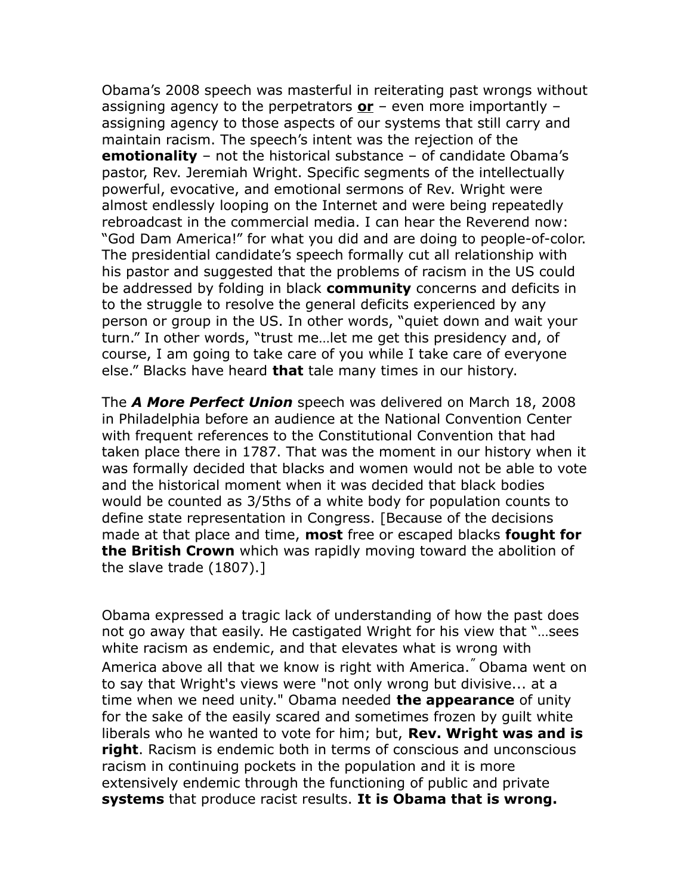Obama's 2008 speech was masterful in reiterating past wrongs without assigning agency to the perpetrators **or** – even more importantly – assigning agency to those aspects of our systems that still carry and maintain racism. The speech's intent was the rejection of the **emotionality** – not the historical substance – of candidate Obama's pastor, Rev. Jeremiah Wright. Specific segments of the intellectually powerful, evocative, and emotional sermons of Rev. Wright were almost endlessly looping on the Internet and were being repeatedly rebroadcast in the commercial media. I can hear the Reverend now: "God Dam America!" for what you did and are doing to people-of-color. The presidential candidate's speech formally cut all relationship with his pastor and suggested that the problems of racism in the US could be addressed by folding in black **community** concerns and deficits in to the struggle to resolve the general deficits experienced by any person or group in the US. In other words, "quiet down and wait your turn." In other words, "trust me…let me get this presidency and, of course, I am going to take care of you while I take care of everyone else." Blacks have heard **that** tale many times in our history.

The ***A More Perfect Union*** speech was delivered on March 18, 2008 in Philadelphia before an audience at the National Convention Center with frequent references to the Constitutional Convention that had taken place there in 1787. That was the moment in our history when it was formally decided that blacks and women would not be able to vote and the historical moment when it was decided that black bodies would be counted as 3/5ths of a white body for population counts to define state representation in Congress. [Because of the decisions made at that place and time, **most** free or escaped blacks **fought for the British Crown** which was rapidly moving toward the abolition of the slave trade (1807).]

Obama expressed a tragic lack of understanding of how the past does not go away that easily. He castigated Wright for his view that "…sees white racism as endemic, and that elevates what is wrong with America above all that we know is right with America." Obama went on to say that Wright's views were "not only wrong but divisive... at a time when we need unity." Obama needed **the appearance** of unity for the sake of the easily scared and sometimes frozen by guilt white liberals who he wanted to vote for him; but, **Rev. Wright was and is right**. Racism is endemic both in terms of conscious and unconscious racism in continuing pockets in the population and it is more extensively endemic through the functioning of public and private **systems** that produce racist results. **It is Obama that is wrong.**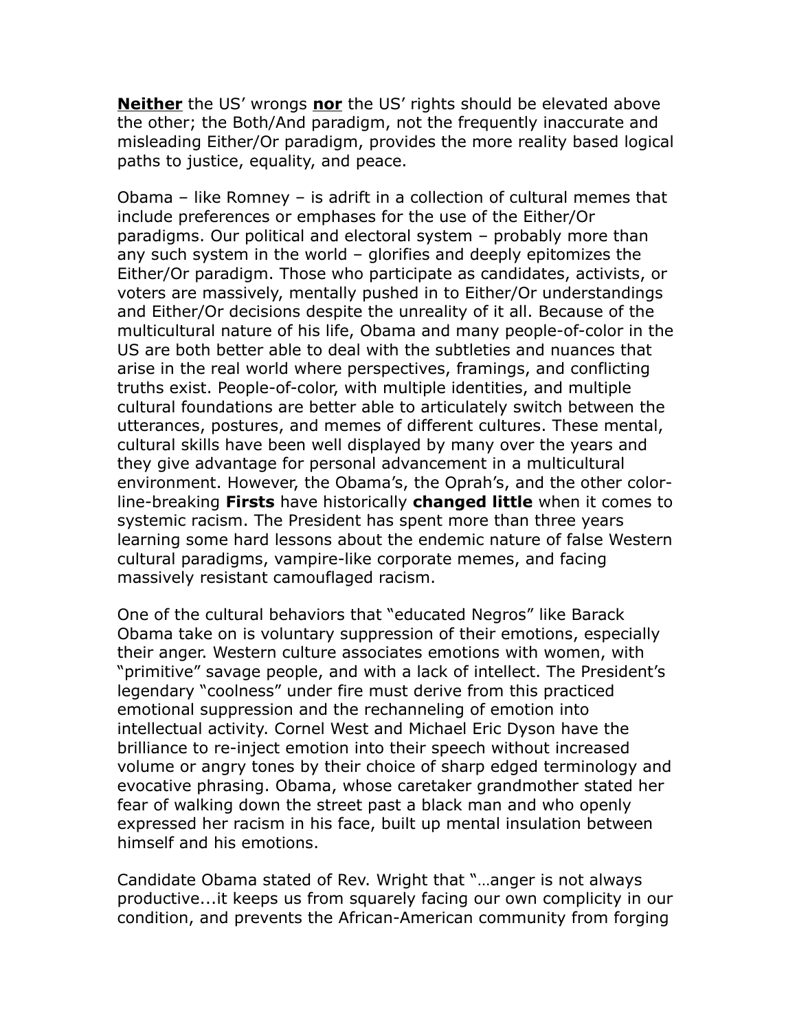**<u>Neither</u>** the US' wrongs **<u>nor</u>** the US' rights should be elevated above the other; the Both/And paradigm, not the frequently inaccurate and misleading Either/Or paradigm, provides the more reality based logical paths to justice, equality, and peace.

Obama – like Romney – is adrift in a collection of cultural memes that include preferences or emphases for the use of the Either/Or paradigms. Our political and electoral system – probably more than any such system in the world – glorifies and deeply epitomizes the Either/Or paradigm. Those who participate as candidates, activists, or voters are massively, mentally pushed in to Either/Or understandings and Either/Or decisions despite the unreality of it all. Because of the multicultural nature of his life, Obama and many people-of-color in the US are both better able to deal with the subtleties and nuances that arise in the real world where perspectives, framings, and conflicting truths exist. People-of-color, with multiple identities, and multiple cultural foundations are better able to articulately switch between the utterances, postures, and memes of different cultures. These mental, cultural skills have been well displayed by many over the years and they give advantage for personal advancement in a multicultural environment. However, the Obama's, the Oprah's, and the other color-line-breaking **Firsts** have historically **changed little** when it comes to systemic racism. The President has spent more than three years learning some hard lessons about the endemic nature of false Western cultural paradigms, vampire-like corporate memes, and facing massively resistant camouflaged racism.

One of the cultural behaviors that "educated Negros" like Barack Obama take on is voluntary suppression of their emotions, especially their anger. Western culture associates emotions with women, with "primitive" savage people, and with a lack of intellect. The President's legendary "coolness" under fire must derive from this practiced emotional suppression and the rechanneling of emotion into intellectual activity. Cornel West and Michael Eric Dyson have the brilliance to re-inject emotion into their speech without increased volume or angry tones by their choice of sharp edged terminology and evocative phrasing. Obama, whose caretaker grandmother stated her fear of walking down the street past a black man and who openly expressed her racism in his face, built up mental insulation between himself and his emotions.

Candidate Obama stated of Rev. Wright that "…anger is not always productive...it keeps us from squarely facing our own complicity in our condition, and prevents the African-American community from forging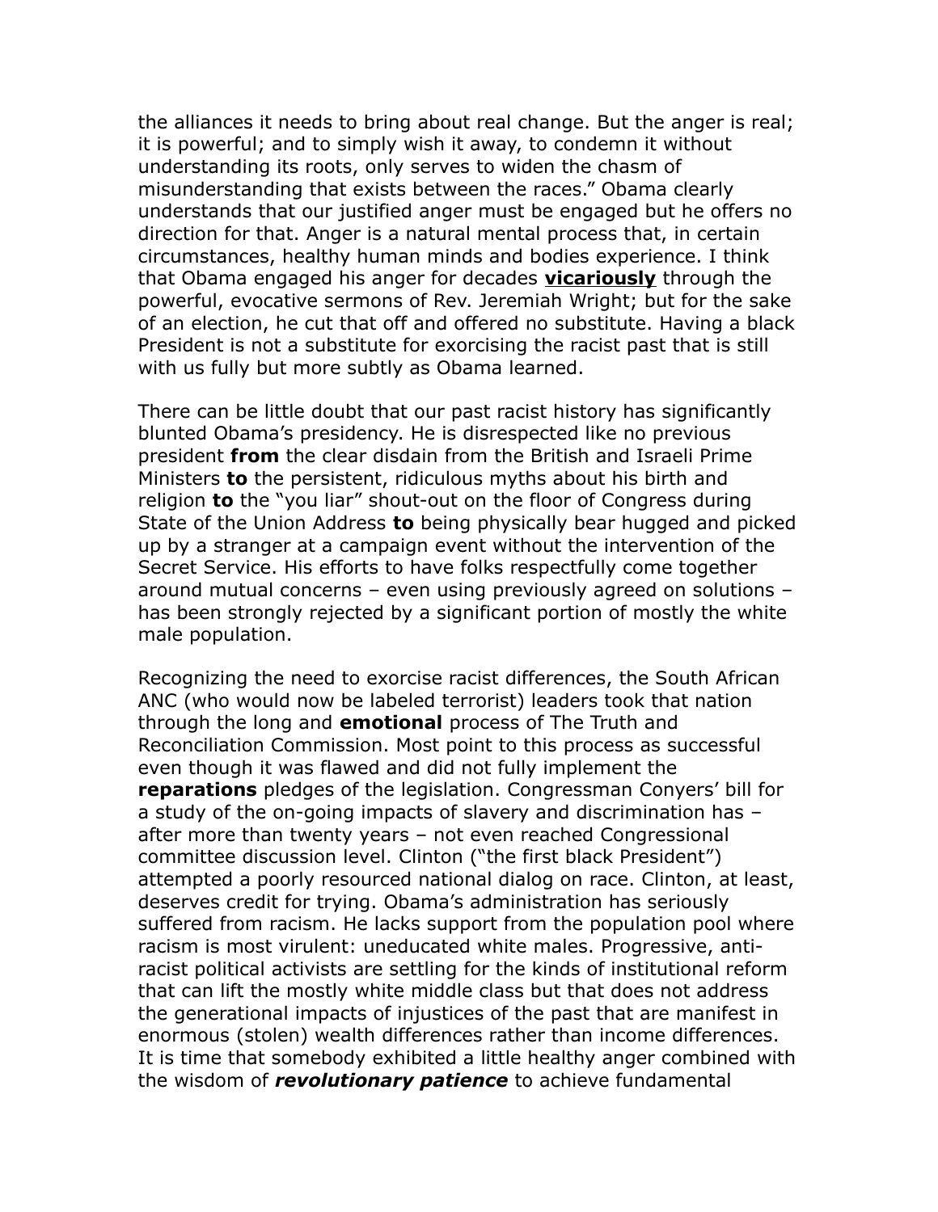the alliances it needs to bring about real change. But the anger is real; it is powerful; and to simply wish it away, to condemn it without understanding its roots, only serves to widen the chasm of misunderstanding that exists between the races." Obama clearly understands that our justified anger must be engaged but he offers no direction for that. Anger is a natural mental process that, in certain circumstances, healthy human minds and bodies experience. I think that Obama engaged his anger for decades <u>**vicariously**</u> through the powerful, evocative sermons of Rev. Jeremiah Wright; but for the sake of an election, he cut that off and offered no substitute. Having a black President is not a substitute for exorcising the racist past that is still with us fully but more subtly as Obama learned.

There can be little doubt that our past racist history has significantly blunted Obama's presidency. He is disrespected like no previous president **from** the clear disdain from the British and Israeli Prime Ministers **to** the persistent, ridiculous myths about his birth and religion **to** the "you liar" shout-out on the floor of Congress during State of the Union Address **to** being physically bear hugged and picked up by a stranger at a campaign event without the intervention of the Secret Service. His efforts to have folks respectfully come together around mutual concerns – even using previously agreed on solutions – has been strongly rejected by a significant portion of mostly the white male population.

Recognizing the need to exorcise racist differences, the South African ANC (who would now be labeled terrorist) leaders took that nation through the long and **emotional** process of The Truth and Reconciliation Commission. Most point to this process as successful even though it was flawed and did not fully implement the **reparations** pledges of the legislation. Congressman Conyers' bill for a study of the on-going impacts of slavery and discrimination has – after more than twenty years – not even reached Congressional committee discussion level. Clinton ("the first black President") attempted a poorly resourced national dialog on race. Clinton, at least, deserves credit for trying. Obama's administration has seriously suffered from racism. He lacks support from the population pool where racism is most virulent: uneducated white males. Progressive, anti-racist political activists are settling for the kinds of institutional reform that can lift the mostly white middle class but that does not address the generational impacts of injustices of the past that are manifest in enormous (stolen) wealth differences rather than income differences. It is time that somebody exhibited a little healthy anger combined with the wisdom of ***revolutionary patience*** to achieve fundamental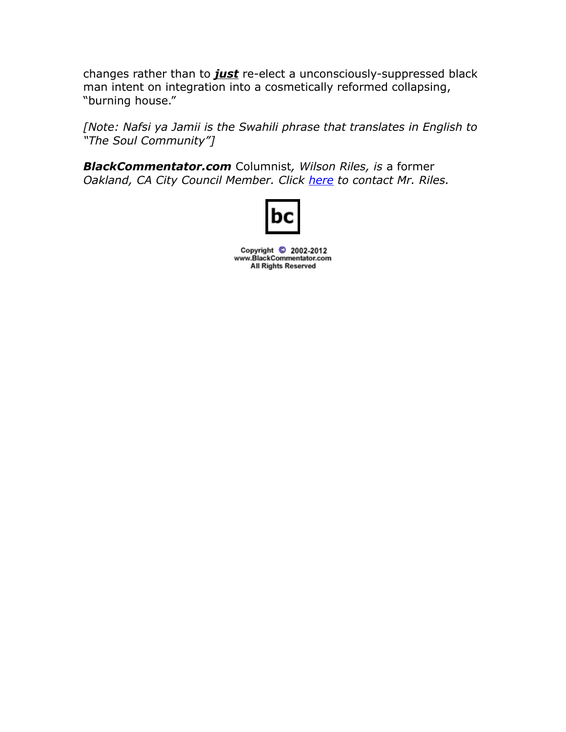changes rather than to ***just*** re-elect a unconsciously-suppressed black man intent on integration into a cosmetically reformed collapsing, "burning house."

*[Note: Nafsi ya Jamii is the Swahili phrase that translates in English to "The Soul Community"]*

***BlackCommentator.com*** Columnist*, Wilson Riles, is* a former *Oakland, CA City Council Member. Click [here]() to contact Mr. Riles.*

bc

Copyright © 2002-2012
www.BlackCommentator.com
All Rights Reserved